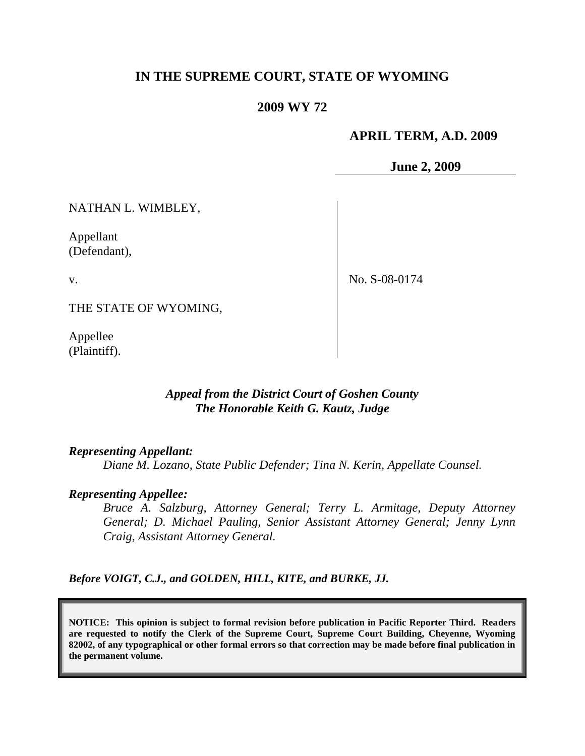# IN THE SUPREME COURT, STATE OF WYOMING

## 2009 WY 72

**APRIL TERM, A.D. 2009**

**June 2, 2009**

NATHAN L. WIMBLEY,

Appellant
(Defendant),

v.

THE STATE OF WYOMING,

Appellee
(Plaintiff).

No. S-08-0174

***Appeal from the District Court of Goshen County***
***The Honorable Keith G. Kautz, Judge***

***Representing Appellant:***

*Diane M. Lozano, State Public Defender; Tina N. Kerin, Appellate Counsel.*

***Representing Appellee:***

*Bruce A. Salzburg, Attorney General; Terry L. Armitage, Deputy Attorney General; D. Michael Pauling, Senior Assistant Attorney General; Jenny Lynn Craig, Assistant Attorney General.*

***Before VOIGT, C.J., and GOLDEN, HILL, KITE, and BURKE, JJ.***

**NOTICE: This opinion is subject to formal revision before publication in Pacific Reporter Third. Readers are requested to notify the Clerk of the Supreme Court, Supreme Court Building, Cheyenne, Wyoming 82002, of any typographical or other formal errors so that correction may be made before final publication in the permanent volume.**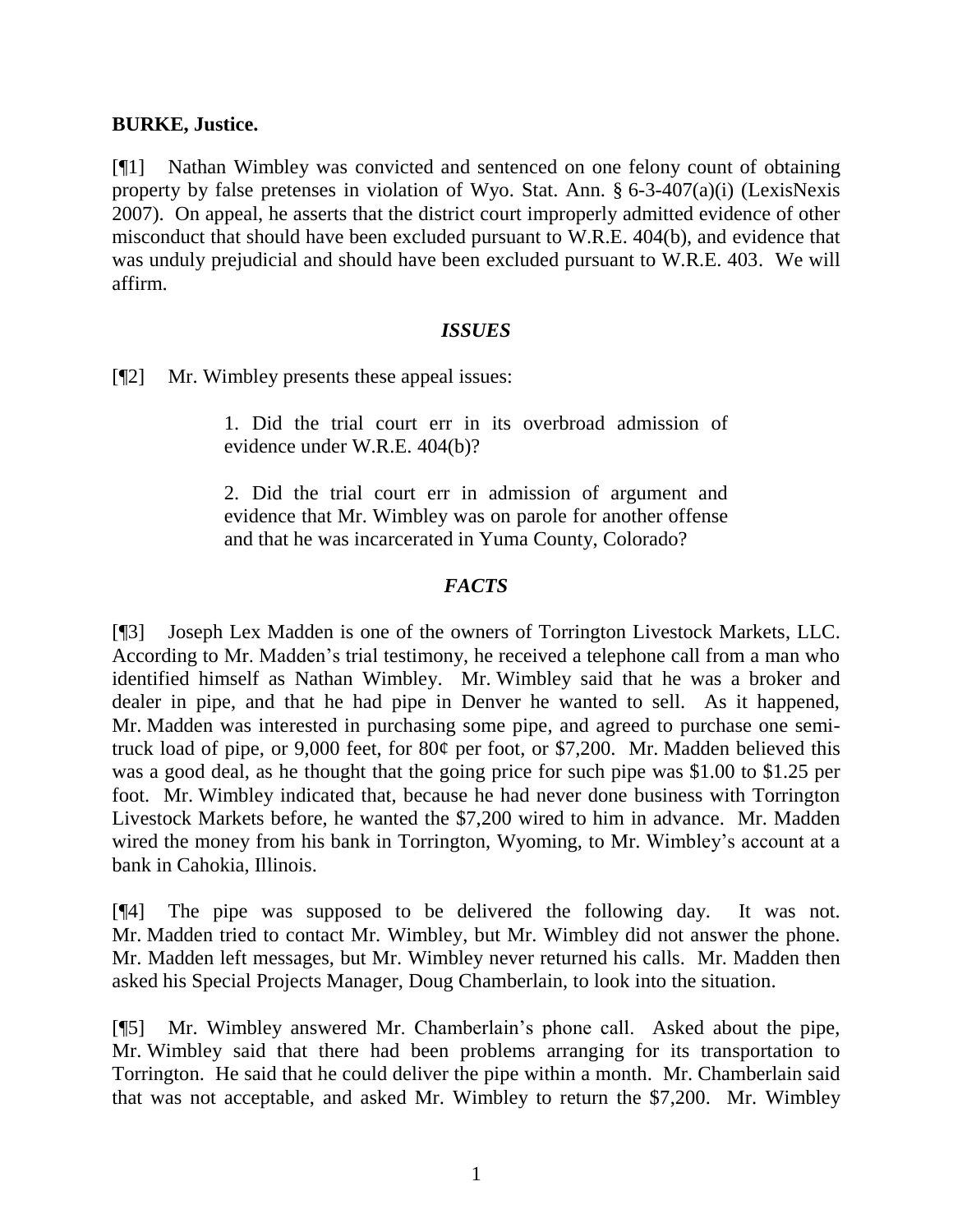**BURKE, Justice.**

[¶1] Nathan Wimbley was convicted and sentenced on one felony count of obtaining property by false pretenses in violation of Wyo. Stat. Ann. § 6-3-407(a)(i) (LexisNexis 2007). On appeal, he asserts that the district court improperly admitted evidence of other misconduct that should have been excluded pursuant to W.R.E. 404(b), and evidence that was unduly prejudicial and should have been excluded pursuant to W.R.E. 403. We will affirm.

### *ISSUES*

[¶2] Mr. Wimbley presents these appeal issues:

> 1. Did the trial court err in its overbroad admission of evidence under W.R.E. 404(b)?
>
> 2. Did the trial court err in admission of argument and evidence that Mr. Wimbley was on parole for another offense and that he was incarcerated in Yuma County, Colorado?

### *FACTS*

[¶3] Joseph Lex Madden is one of the owners of Torrington Livestock Markets, LLC. According to Mr. Madden's trial testimony, he received a telephone call from a man who identified himself as Nathan Wimbley. Mr. Wimbley said that he was a broker and dealer in pipe, and that he had pipe in Denver he wanted to sell. As it happened, Mr. Madden was interested in purchasing some pipe, and agreed to purchase one semi-truck load of pipe, or 9,000 feet, for 80¢ per foot, or $7,200. Mr. Madden believed this was a good deal, as he thought that the going price for such pipe was $1.00 to $1.25 per foot. Mr. Wimbley indicated that, because he had never done business with Torrington Livestock Markets before, he wanted the $7,200 wired to him in advance. Mr. Madden wired the money from his bank in Torrington, Wyoming, to Mr. Wimbley's account at a bank in Cahokia, Illinois.

[¶4] The pipe was supposed to be delivered the following day. It was not. Mr. Madden tried to contact Mr. Wimbley, but Mr. Wimbley did not answer the phone. Mr. Madden left messages, but Mr. Wimbley never returned his calls. Mr. Madden then asked his Special Projects Manager, Doug Chamberlain, to look into the situation.

[¶5] Mr. Wimbley answered Mr. Chamberlain's phone call. Asked about the pipe, Mr. Wimbley said that there had been problems arranging for its transportation to Torrington. He said that he could deliver the pipe within a month. Mr. Chamberlain said that was not acceptable, and asked Mr. Wimbley to return the $7,200. Mr. Wimbley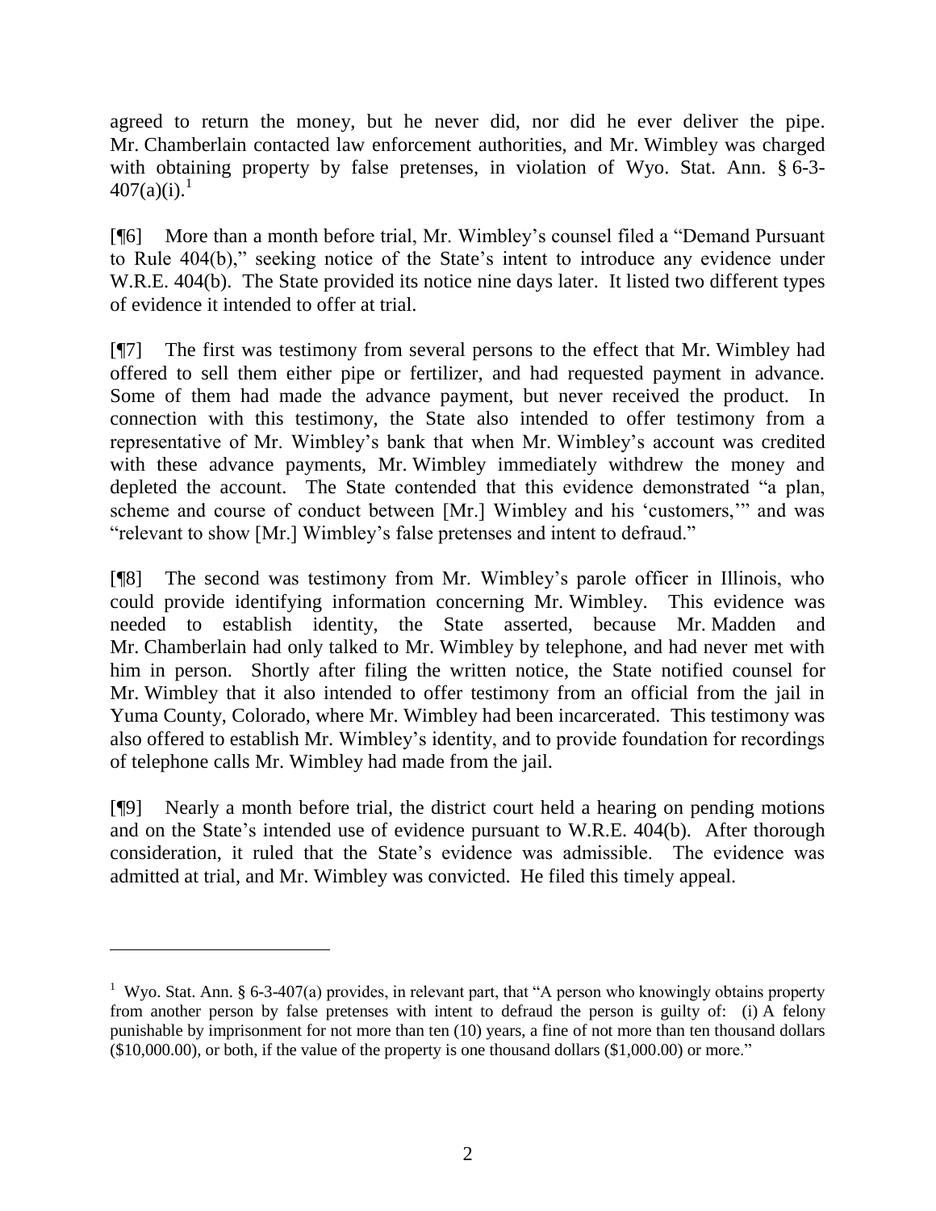agreed to return the money, but he never did, nor did he ever deliver the pipe. Mr. Chamberlain contacted law enforcement authorities, and Mr. Wimbley was charged with obtaining property by false pretenses, in violation of Wyo. Stat. Ann. § 6-3-407(a)(i).[1]

[¶6] More than a month before trial, Mr. Wimbley's counsel filed a "Demand Pursuant to Rule 404(b)," seeking notice of the State's intent to introduce any evidence under W.R.E. 404(b). The State provided its notice nine days later. It listed two different types of evidence it intended to offer at trial.

[¶7] The first was testimony from several persons to the effect that Mr. Wimbley had offered to sell them either pipe or fertilizer, and had requested payment in advance. Some of them had made the advance payment, but never received the product. In connection with this testimony, the State also intended to offer testimony from a representative of Mr. Wimbley's bank that when Mr. Wimbley's account was credited with these advance payments, Mr. Wimbley immediately withdrew the money and depleted the account. The State contended that this evidence demonstrated "a plan, scheme and course of conduct between [Mr.] Wimbley and his 'customers,'" and was "relevant to show [Mr.] Wimbley's false pretenses and intent to defraud."

[¶8] The second was testimony from Mr. Wimbley's parole officer in Illinois, who could provide identifying information concerning Mr. Wimbley. This evidence was needed to establish identity, the State asserted, because Mr. Madden and Mr. Chamberlain had only talked to Mr. Wimbley by telephone, and had never met with him in person. Shortly after filing the written notice, the State notified counsel for Mr. Wimbley that it also intended to offer testimony from an official from the jail in Yuma County, Colorado, where Mr. Wimbley had been incarcerated. This testimony was also offered to establish Mr. Wimbley's identity, and to provide foundation for recordings of telephone calls Mr. Wimbley had made from the jail.

[¶9] Nearly a month before trial, the district court held a hearing on pending motions and on the State's intended use of evidence pursuant to W.R.E. 404(b). After thorough consideration, it ruled that the State's evidence was admissible. The evidence was admitted at trial, and Mr. Wimbley was convicted. He filed this timely appeal.

---

[1] Wyo. Stat. Ann. § 6-3-407(a) provides, in relevant part, that "A person who knowingly obtains property from another person by false pretenses with intent to defraud the person is guilty of: (i) A felony punishable by imprisonment for not more than ten (10) years, a fine of not more than ten thousand dollars ($10,000.00), or both, if the value of the property is one thousand dollars ($1,000.00) or more."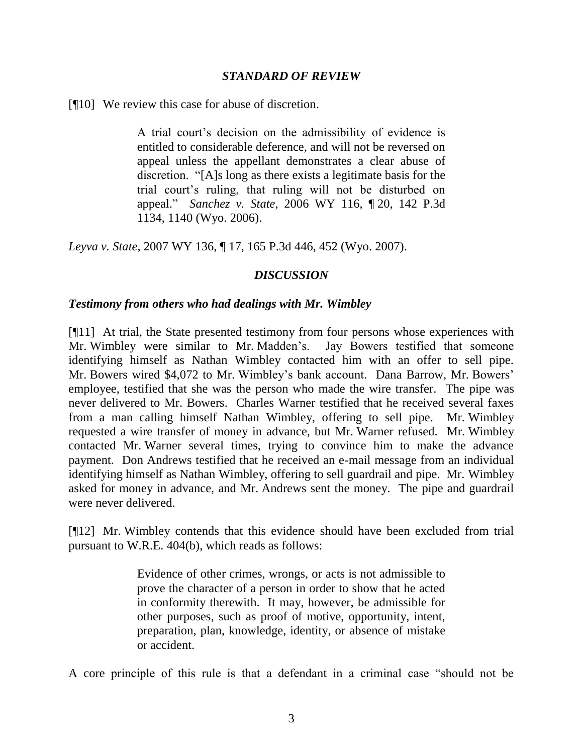### *STANDARD OF REVIEW*

[¶10] We review this case for abuse of discretion.

> A trial court's decision on the admissibility of evidence is entitled to considerable deference, and will not be reversed on appeal unless the appellant demonstrates a clear abuse of discretion. "[A]s long as there exists a legitimate basis for the trial court's ruling, that ruling will not be disturbed on appeal." *Sanchez v. State*, 2006 WY 116, ¶ 20, 142 P.3d 1134, 1140 (Wyo. 2006).

*Leyva v. State*, 2007 WY 136, ¶ 17, 165 P.3d 446, 452 (Wyo. 2007).

### *DISCUSSION*

#### *Testimony from others who had dealings with Mr. Wimbley*

[¶11] At trial, the State presented testimony from four persons whose experiences with Mr. Wimbley were similar to Mr. Madden's. Jay Bowers testified that someone identifying himself as Nathan Wimbley contacted him with an offer to sell pipe. Mr. Bowers wired $4,072 to Mr. Wimbley's bank account. Dana Barrow, Mr. Bowers' employee, testified that she was the person who made the wire transfer. The pipe was never delivered to Mr. Bowers. Charles Warner testified that he received several faxes from a man calling himself Nathan Wimbley, offering to sell pipe. Mr. Wimbley requested a wire transfer of money in advance, but Mr. Warner refused. Mr. Wimbley contacted Mr. Warner several times, trying to convince him to make the advance payment. Don Andrews testified that he received an e-mail message from an individual identifying himself as Nathan Wimbley, offering to sell guardrail and pipe. Mr. Wimbley asked for money in advance, and Mr. Andrews sent the money. The pipe and guardrail were never delivered.

[¶12] Mr. Wimbley contends that this evidence should have been excluded from trial pursuant to W.R.E. 404(b), which reads as follows:

> Evidence of other crimes, wrongs, or acts is not admissible to prove the character of a person in order to show that he acted in conformity therewith. It may, however, be admissible for other purposes, such as proof of motive, opportunity, intent, preparation, plan, knowledge, identity, or absence of mistake or accident.

A core principle of this rule is that a defendant in a criminal case "should not be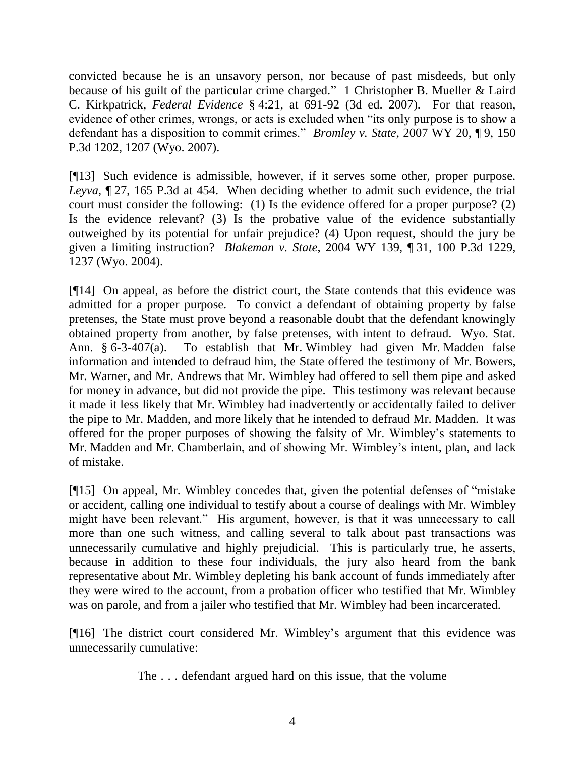convicted because he is an unsavory person, nor because of past misdeeds, but only because of his guilt of the particular crime charged." 1 Christopher B. Mueller & Laird C. Kirkpatrick, *Federal Evidence* § 4:21, at 691-92 (3d ed. 2007). For that reason, evidence of other crimes, wrongs, or acts is excluded when "its only purpose is to show a defendant has a disposition to commit crimes." *Bromley v. State*, 2007 WY 20, ¶ 9, 150 P.3d 1202, 1207 (Wyo. 2007).

[¶13] Such evidence is admissible, however, if it serves some other, proper purpose. *Leyva*, ¶ 27, 165 P.3d at 454. When deciding whether to admit such evidence, the trial court must consider the following: (1) Is the evidence offered for a proper purpose? (2) Is the evidence relevant? (3) Is the probative value of the evidence substantially outweighed by its potential for unfair prejudice? (4) Upon request, should the jury be given a limiting instruction? *Blakeman v. State*, 2004 WY 139, ¶ 31, 100 P.3d 1229, 1237 (Wyo. 2004).

[¶14] On appeal, as before the district court, the State contends that this evidence was admitted for a proper purpose. To convict a defendant of obtaining property by false pretenses, the State must prove beyond a reasonable doubt that the defendant knowingly obtained property from another, by false pretenses, with intent to defraud. Wyo. Stat. Ann. § 6-3-407(a). To establish that Mr. Wimbley had given Mr. Madden false information and intended to defraud him, the State offered the testimony of Mr. Bowers, Mr. Warner, and Mr. Andrews that Mr. Wimbley had offered to sell them pipe and asked for money in advance, but did not provide the pipe. This testimony was relevant because it made it less likely that Mr. Wimbley had inadvertently or accidentally failed to deliver the pipe to Mr. Madden, and more likely that he intended to defraud Mr. Madden. It was offered for the proper purposes of showing the falsity of Mr. Wimbley's statements to Mr. Madden and Mr. Chamberlain, and of showing Mr. Wimbley's intent, plan, and lack of mistake.

[¶15] On appeal, Mr. Wimbley concedes that, given the potential defenses of "mistake or accident, calling one individual to testify about a course of dealings with Mr. Wimbley might have been relevant." His argument, however, is that it was unnecessary to call more than one such witness, and calling several to talk about past transactions was unnecessarily cumulative and highly prejudicial. This is particularly true, he asserts, because in addition to these four individuals, the jury also heard from the bank representative about Mr. Wimbley depleting his bank account of funds immediately after they were wired to the account, from a probation officer who testified that Mr. Wimbley was on parole, and from a jailer who testified that Mr. Wimbley had been incarcerated.

[¶16] The district court considered Mr. Wimbley's argument that this evidence was unnecessarily cumulative:

> The . . . defendant argued hard on this issue, that the volume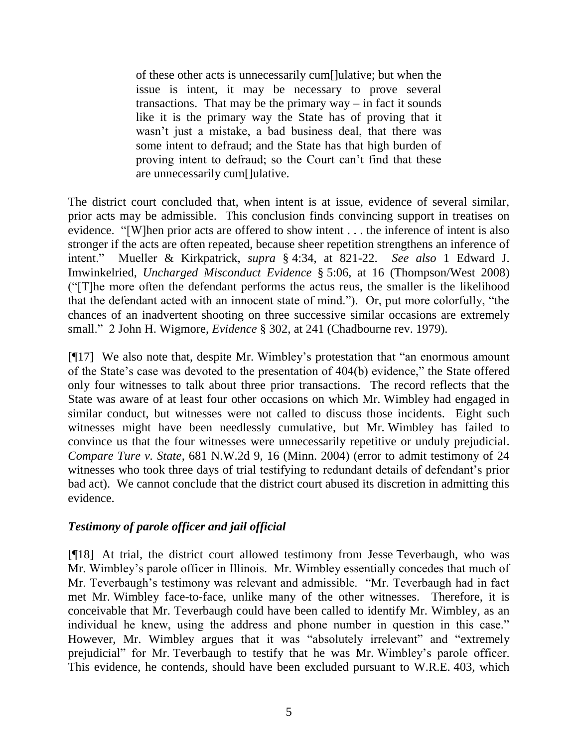> of these other acts is unnecessarily cum[]ulative; but when the issue is intent, it may be necessary to prove several transactions. That may be the primary way – in fact it sounds like it is the primary way the State has of proving that it wasn't just a mistake, a bad business deal, that there was some intent to defraud; and the State has that high burden of proving intent to defraud; so the Court can't find that these are unnecessarily cum[]ulative.

The district court concluded that, when intent is at issue, evidence of several similar, prior acts may be admissible. This conclusion finds convincing support in treatises on evidence. "[W]hen prior acts are offered to show intent . . . the inference of intent is also stronger if the acts are often repeated, because sheer repetition strengthens an inference of intent." Mueller & Kirkpatrick, *supra* § 4:34, at 821-22. *See also* 1 Edward J. Imwinkelried, *Uncharged Misconduct Evidence* § 5:06, at 16 (Thompson/West 2008) ("[T]he more often the defendant performs the actus reus, the smaller is the likelihood that the defendant acted with an innocent state of mind."). Or, put more colorfully, "the chances of an inadvertent shooting on three successive similar occasions are extremely small." 2 John H. Wigmore, *Evidence* § 302, at 241 (Chadbourne rev. 1979).

[¶17] We also note that, despite Mr. Wimbley's protestation that "an enormous amount of the State's case was devoted to the presentation of 404(b) evidence," the State offered only four witnesses to talk about three prior transactions. The record reflects that the State was aware of at least four other occasions on which Mr. Wimbley had engaged in similar conduct, but witnesses were not called to discuss those incidents. Eight such witnesses might have been needlessly cumulative, but Mr. Wimbley has failed to convince us that the four witnesses were unnecessarily repetitive or unduly prejudicial. *Compare Ture v. State*, 681 N.W.2d 9, 16 (Minn. 2004) (error to admit testimony of 24 witnesses who took three days of trial testifying to redundant details of defendant's prior bad act). We cannot conclude that the district court abused its discretion in admitting this evidence.

### *Testimony of parole officer and jail official*

[¶18] At trial, the district court allowed testimony from Jesse Teverbaugh, who was Mr. Wimbley's parole officer in Illinois. Mr. Wimbley essentially concedes that much of Mr. Teverbaugh's testimony was relevant and admissible. "Mr. Teverbaugh had in fact met Mr. Wimbley face-to-face, unlike many of the other witnesses. Therefore, it is conceivable that Mr. Teverbaugh could have been called to identify Mr. Wimbley, as an individual he knew, using the address and phone number in question in this case." However, Mr. Wimbley argues that it was "absolutely irrelevant" and "extremely prejudicial" for Mr. Teverbaugh to testify that he was Mr. Wimbley's parole officer. This evidence, he contends, should have been excluded pursuant to W.R.E. 403, which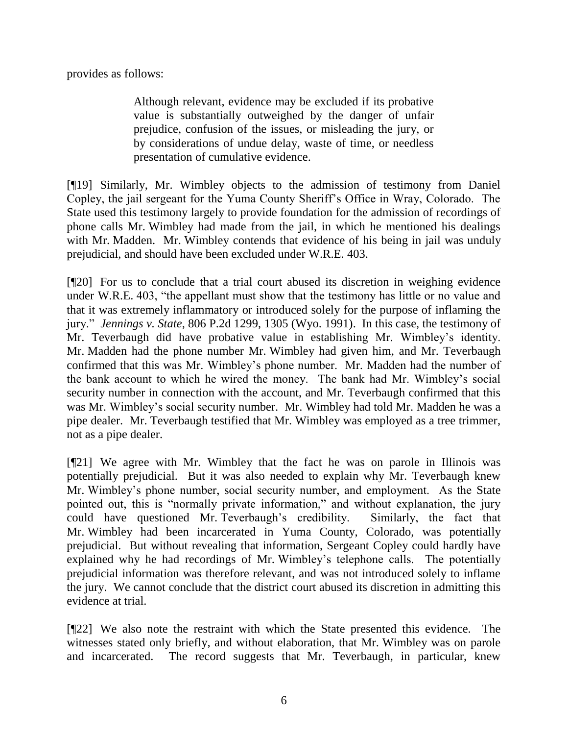provides as follows:

> Although relevant, evidence may be excluded if its probative value is substantially outweighed by the danger of unfair prejudice, confusion of the issues, or misleading the jury, or by considerations of undue delay, waste of time, or needless presentation of cumulative evidence.

[¶19] Similarly, Mr. Wimbley objects to the admission of testimony from Daniel Copley, the jail sergeant for the Yuma County Sheriff's Office in Wray, Colorado. The State used this testimony largely to provide foundation for the admission of recordings of phone calls Mr. Wimbley had made from the jail, in which he mentioned his dealings with Mr. Madden. Mr. Wimbley contends that evidence of his being in jail was unduly prejudicial, and should have been excluded under W.R.E. 403.

[¶20] For us to conclude that a trial court abused its discretion in weighing evidence under W.R.E. 403, "the appellant must show that the testimony has little or no value and that it was extremely inflammatory or introduced solely for the purpose of inflaming the jury." *Jennings v. State*, 806 P.2d 1299, 1305 (Wyo. 1991). In this case, the testimony of Mr. Teverbaugh did have probative value in establishing Mr. Wimbley's identity. Mr. Madden had the phone number Mr. Wimbley had given him, and Mr. Teverbaugh confirmed that this was Mr. Wimbley's phone number. Mr. Madden had the number of the bank account to which he wired the money. The bank had Mr. Wimbley's social security number in connection with the account, and Mr. Teverbaugh confirmed that this was Mr. Wimbley's social security number. Mr. Wimbley had told Mr. Madden he was a pipe dealer. Mr. Teverbaugh testified that Mr. Wimbley was employed as a tree trimmer, not as a pipe dealer.

[¶21] We agree with Mr. Wimbley that the fact he was on parole in Illinois was potentially prejudicial. But it was also needed to explain why Mr. Teverbaugh knew Mr. Wimbley's phone number, social security number, and employment. As the State pointed out, this is "normally private information," and without explanation, the jury could have questioned Mr. Teverbaugh's credibility. Similarly, the fact that Mr. Wimbley had been incarcerated in Yuma County, Colorado, was potentially prejudicial. But without revealing that information, Sergeant Copley could hardly have explained why he had recordings of Mr. Wimbley's telephone calls. The potentially prejudicial information was therefore relevant, and was not introduced solely to inflame the jury. We cannot conclude that the district court abused its discretion in admitting this evidence at trial.

[¶22] We also note the restraint with which the State presented this evidence. The witnesses stated only briefly, and without elaboration, that Mr. Wimbley was on parole and incarcerated. The record suggests that Mr. Teverbaugh, in particular, knew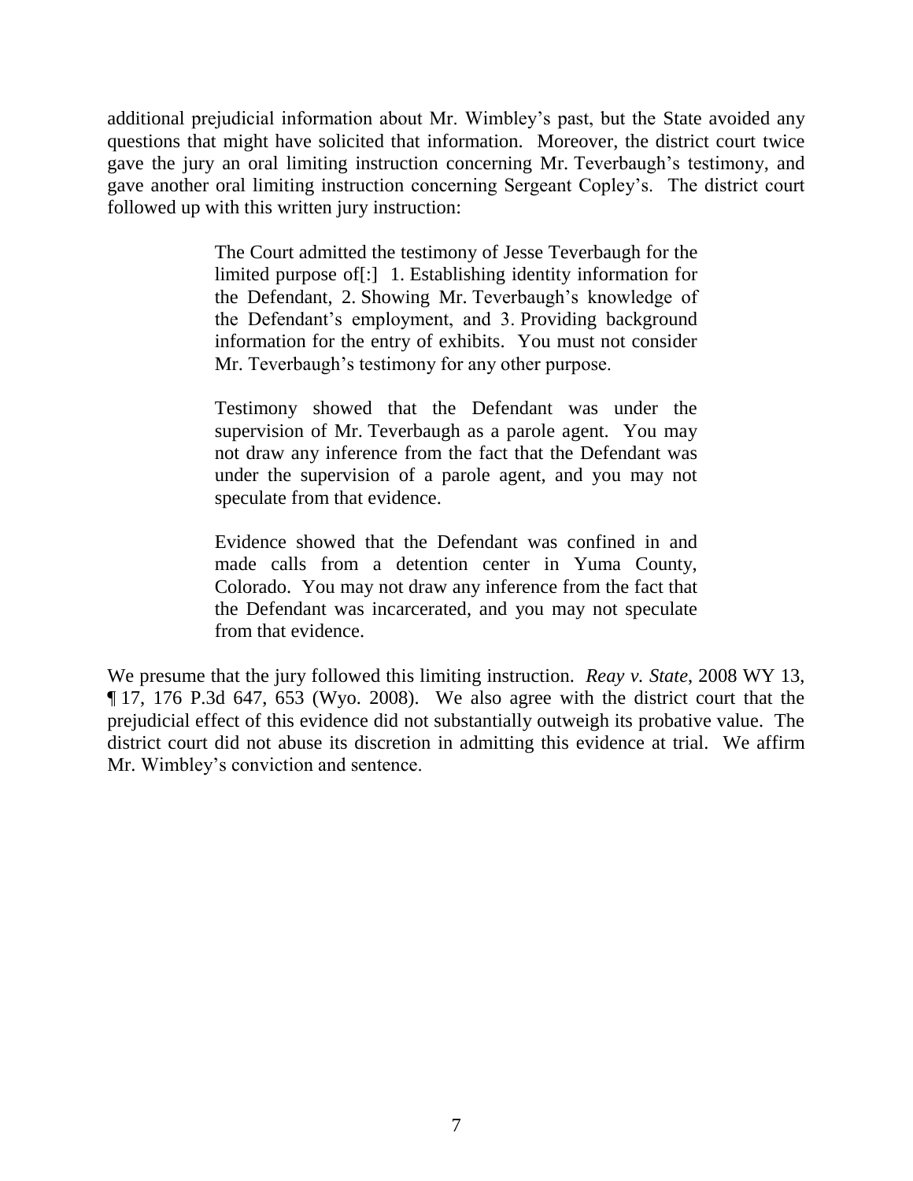additional prejudicial information about Mr. Wimbley's past, but the State avoided any questions that might have solicited that information. Moreover, the district court twice gave the jury an oral limiting instruction concerning Mr. Teverbaugh's testimony, and gave another oral limiting instruction concerning Sergeant Copley's. The district court followed up with this written jury instruction:

> The Court admitted the testimony of Jesse Teverbaugh for the limited purpose of[:] 1. Establishing identity information for the Defendant, 2. Showing Mr. Teverbaugh's knowledge of the Defendant's employment, and 3. Providing background information for the entry of exhibits. You must not consider Mr. Teverbaugh's testimony for any other purpose.
>
> Testimony showed that the Defendant was under the supervision of Mr. Teverbaugh as a parole agent. You may not draw any inference from the fact that the Defendant was under the supervision of a parole agent, and you may not speculate from that evidence.
>
> Evidence showed that the Defendant was confined in and made calls from a detention center in Yuma County, Colorado. You may not draw any inference from the fact that the Defendant was incarcerated, and you may not speculate from that evidence.

We presume that the jury followed this limiting instruction. *Reay v. State*, 2008 WY 13, ¶ 17, 176 P.3d 647, 653 (Wyo. 2008). We also agree with the district court that the prejudicial effect of this evidence did not substantially outweigh its probative value. The district court did not abuse its discretion in admitting this evidence at trial. We affirm Mr. Wimbley's conviction and sentence.